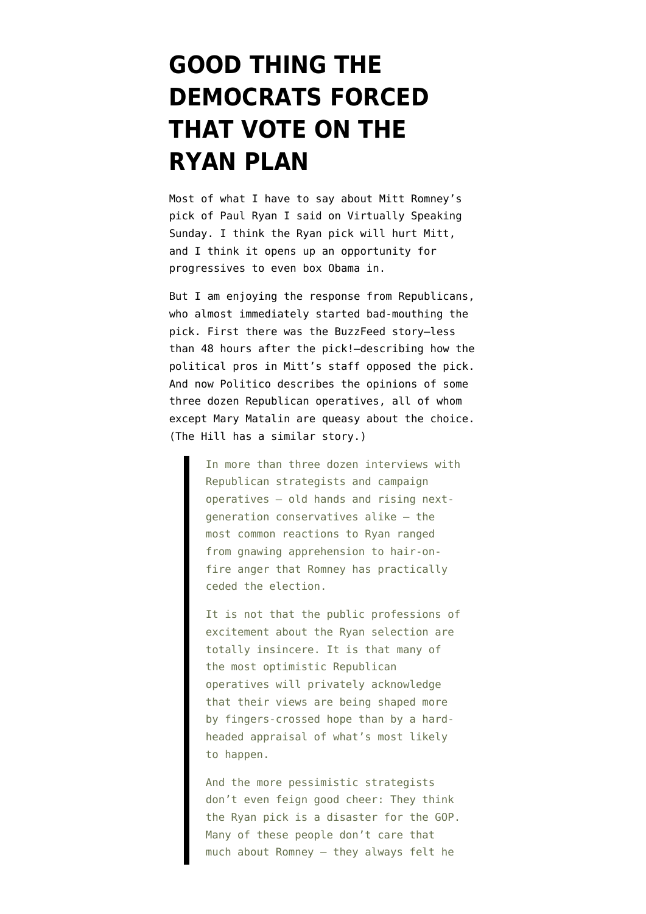# GOOD THING THE DEMOCRATS FORCED THAT VOTE ON THE RYAN PLAN

Most of what I have to say about Mitt Romney's pick of Paul Ryan I said on Virtually Speaking Sunday. I think the Ryan pick will hurt Mitt, and I think it opens up an opportunity for progressives to even box Obama in.

But I am enjoying the response from Republicans, who almost immediately started bad-mouthing the pick. First there was the BuzzFeed story–less than 48 hours after the pick!–describing how the political pros in Mitt's staff opposed the pick. And now Politico describes the opinions of some three dozen Republican operatives, all of whom except Mary Matalin are queasy about the choice. (The Hill has a similar story.)

> In more than three dozen interviews with Republican strategists and campaign operatives — old hands and rising next-generation conservatives alike — the most common reactions to Ryan ranged from gnawing apprehension to hair-on-fire anger that Romney has practically ceded the election.
>
> It is not that the public professions of excitement about the Ryan selection are totally insincere. It is that many of the most optimistic Republican operatives will privately acknowledge that their views are being shaped more by fingers-crossed hope than by a hard-headed appraisal of what's most likely to happen.
>
> And the more pessimistic strategists don't even feign good cheer: They think the Ryan pick is a disaster for the GOP. Many of these people don't care that much about Romney — they always felt he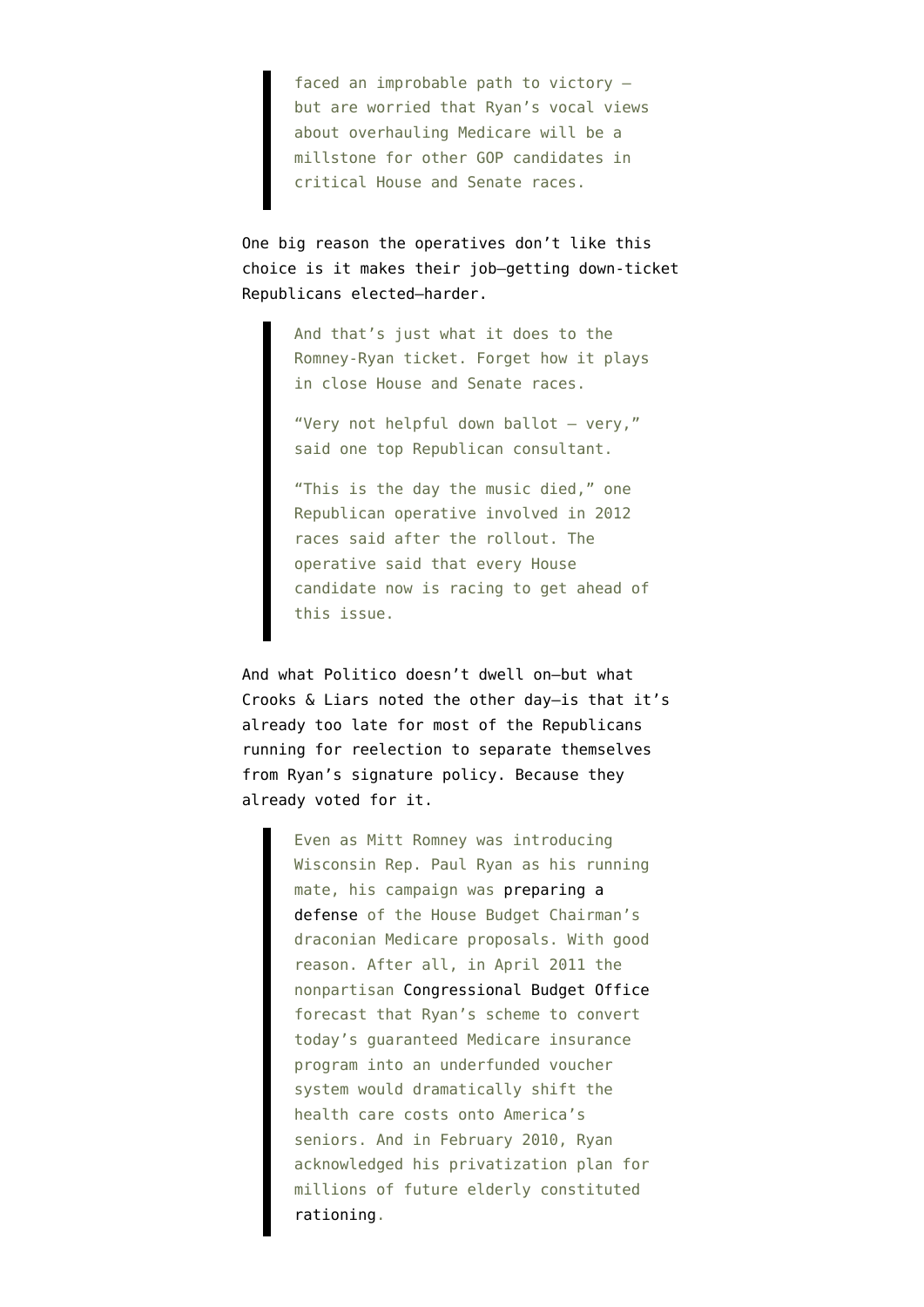> faced an improbable path to victory — but are worried that Ryan's vocal views about overhauling Medicare will be a millstone for other GOP candidates in critical House and Senate races.

One big reason the operatives don't like this choice is it makes their job—getting down-ticket Republicans elected—harder.

> And that's just what it does to the Romney-Ryan ticket. Forget how it plays in close House and Senate races.
>
> "Very not helpful down ballot — very," said one top Republican consultant.
>
> "This is the day the music died," one Republican operative involved in 2012 races said after the rollout. The operative said that every House candidate now is racing to get ahead of this issue.

And what Politico doesn't dwell on—but what Crooks & Liars noted the other day—is that it's already too late for most of the Republicans running for reelection to separate themselves from Ryan's signature policy. Because they already voted for it.

> Even as Mitt Romney was introducing Wisconsin Rep. Paul Ryan as his running mate, his campaign was preparing a defense of the House Budget Chairman's draconian Medicare proposals. With good reason. After all, in April 2011 the nonpartisan Congressional Budget Office forecast that Ryan's scheme to convert today's guaranteed Medicare insurance program into an underfunded voucher system would dramatically shift the health care costs onto America's seniors. And in February 2010, Ryan acknowledged his privatization plan for millions of future elderly constituted rationing.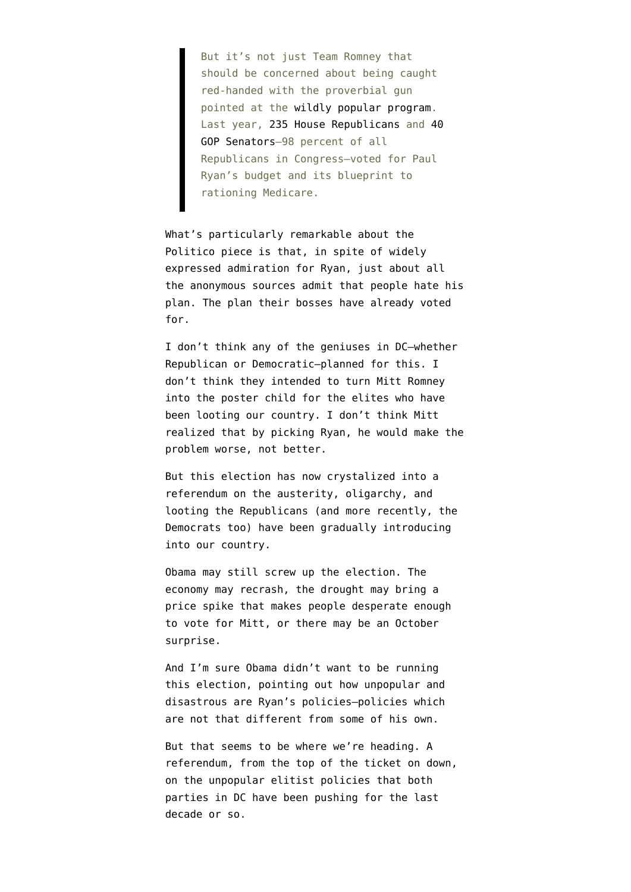> But it's not just Team Romney that should be concerned about being caught red-handed with the proverbial gun pointed at the wildly popular program. Last year, 235 House Republicans and 40 GOP Senators—98 percent of all Republicans in Congress—voted for Paul Ryan's budget and its blueprint to rationing Medicare.

What's particularly remarkable about the Politico piece is that, in spite of widely expressed admiration for Ryan, just about all the anonymous sources admit that people hate his plan. The plan their bosses have already voted for.

I don't think any of the geniuses in DC—whether Republican or Democratic—planned for this. I don't think they intended to turn Mitt Romney into the poster child for the elites who have been looting our country. I don't think Mitt realized that by picking Ryan, he would make the problem worse, not better.

But this election has now crystalized into a referendum on the austerity, oligarchy, and looting the Republicans (and more recently, the Democrats too) have been gradually introducing into our country.

Obama may still screw up the election. The economy may recrash, the drought may bring a price spike that makes people desperate enough to vote for Mitt, or there may be an October surprise.

And I'm sure Obama didn't want to be running this election, pointing out how unpopular and disastrous are Ryan's policies—policies which are not that different from some of his own.

But that seems to be where we're heading. A referendum, from the top of the ticket on down, on the unpopular elitist policies that both parties in DC have been pushing for the last decade or so.